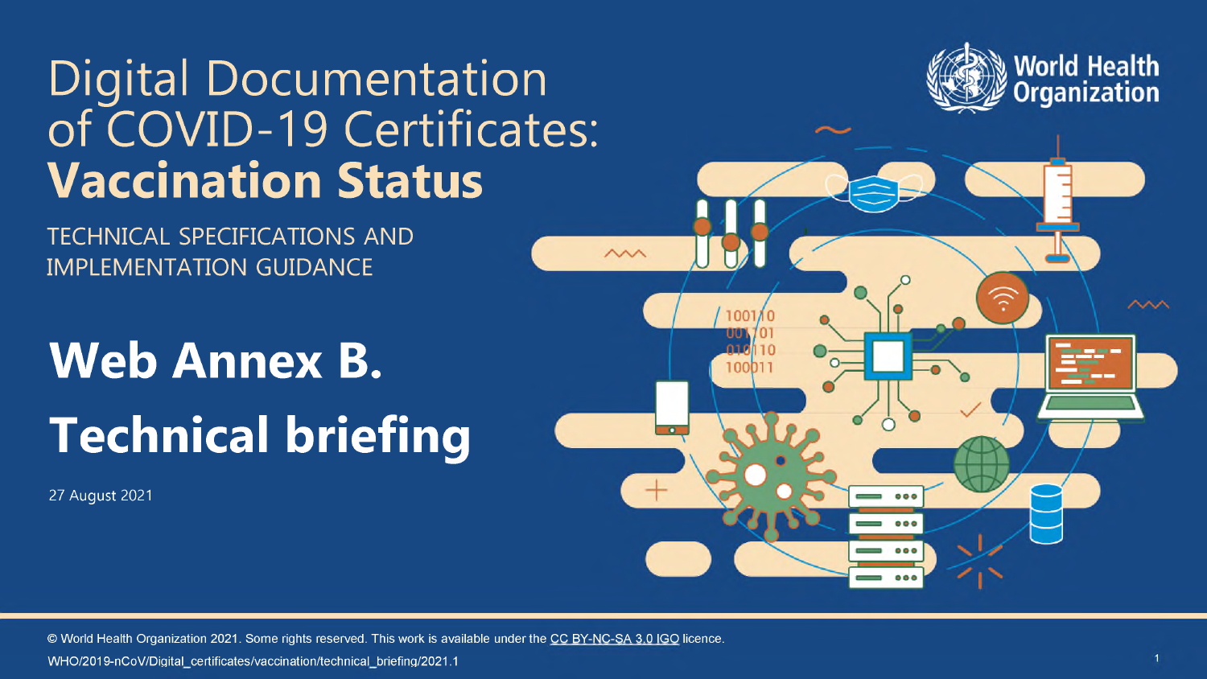# Digital Documentation of COVID-19 Certificates: **Vaccination Status**

TECHNICAL SPECIFICATIONS AND IMPLEMENTATION GUIDANCE

World Health Organization

## Web Annex B.

## Technical briefing

27 August 2021

© World Health Organization 2021. Some rights reserved. This work is available under the CC BY-NC-SA 3.0 IGO licence.

WHO/2019-nCoV/Digital_certificates/vaccination/technical_briefing/2021.1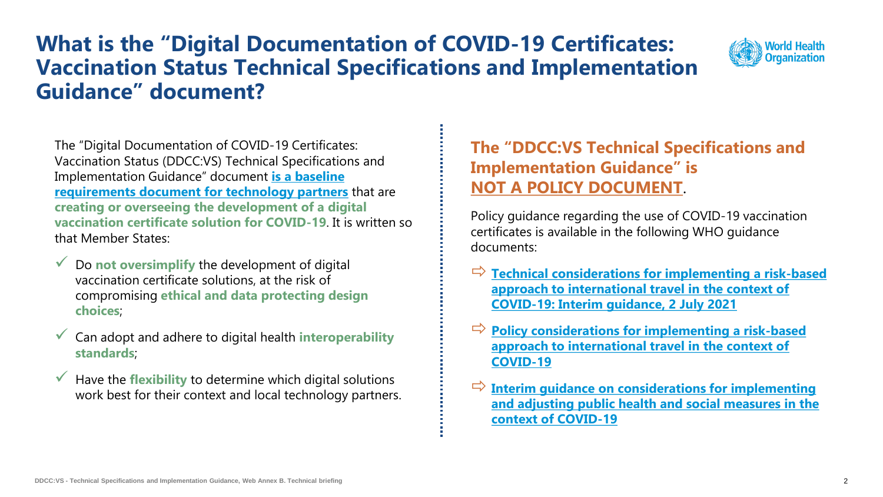# What is the "Digital Documentation of COVID-19 Certificates: Vaccination Status Technical Specifications and Implementation Guidance" document?

The "Digital Documentation of COVID-19 Certificates: Vaccination Status (DDCC:VS) Technical Specifications and Implementation Guidance" document **is a baseline requirements document for technology partners** that are **creating or overseeing the development of a digital vaccination certificate solution for COVID-19**. It is written so that Member States:

- ✓ Do **not oversimplify** the development of digital vaccination certificate solutions, at the risk of compromising **ethical and data protecting design choices**;
- ✓ Can adopt and adhere to digital health **interoperability standards**;
- ✓ Have the **flexibility** to determine which digital solutions work best for their context and local technology partners.

## The "DDCC:VS Technical Specifications and Implementation Guidance" is NOT A POLICY DOCUMENT.

Policy guidance regarding the use of COVID-19 vaccination certificates is available in the following WHO guidance documents:

- ⇨ **Technical considerations for implementing a risk-based approach to international travel in the context of COVID-19: Interim guidance, 2 July 2021**
- ⇨ **Policy considerations for implementing a risk-based approach to international travel in the context of COVID-19**
- ⇨ **Interim guidance on considerations for implementing and adjusting public health and social measures in the context of COVID-19**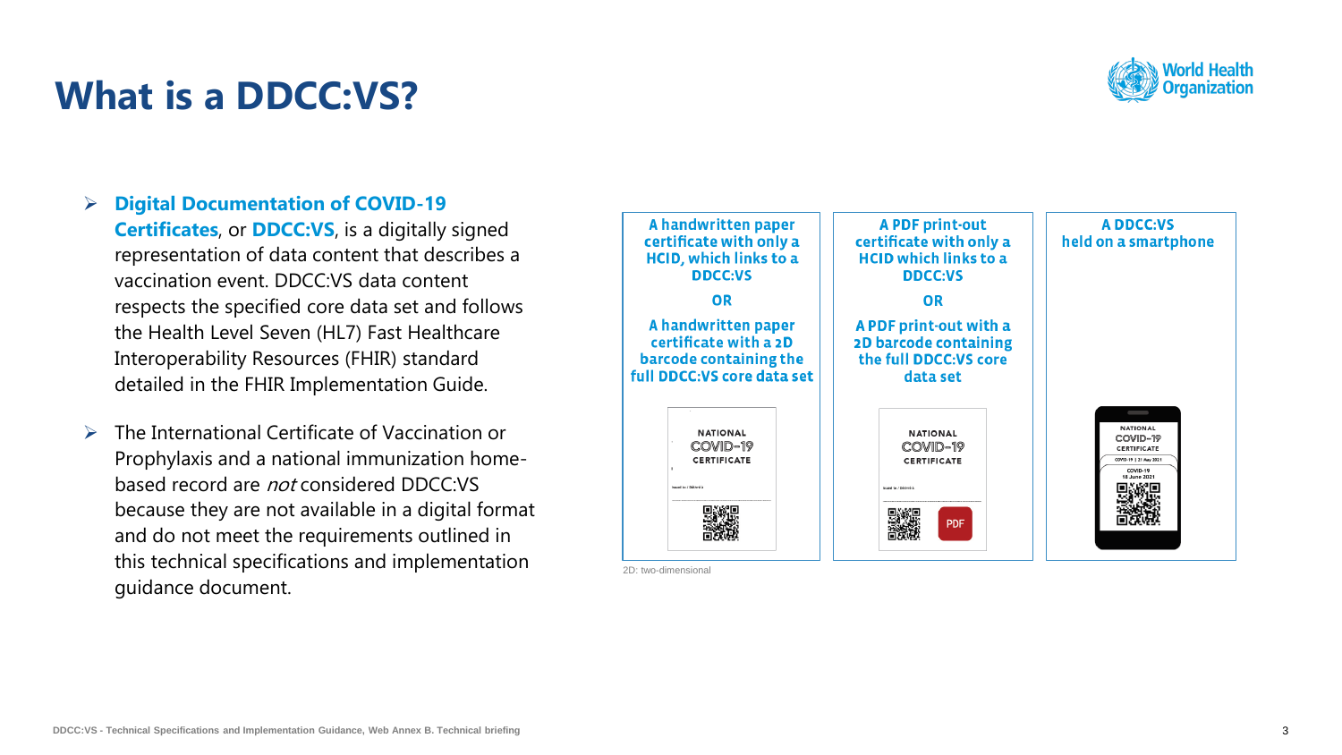# What is a DDCC:VS?

- **Digital Documentation of COVID-19 Certificates**, or **DDCC:VS**, is a digitally signed representation of data content that describes a vaccination event. DDCC:VS data content respects the specified core data set and follows the Health Level Seven (HL7) Fast Healthcare Interoperability Resources (FHIR) standard detailed in the FHIR Implementation Guide.
- The International Certificate of Vaccination or Prophylaxis and a national immunization home-based record are *not* considered DDCC:VS because they are not available in a digital format and do not meet the requirements outlined in this technical specifications and implementation guidance document.

| A handwritten paper certificate with only a HCID, which links to a DDCC:VS **OR** A handwritten paper certificate with a 2D barcode containing the full DDCC:VS core data set | A PDF print-out certificate with only a HCID which links to a DDCC:VS **OR** A PDF print-out with a 2D barcode containing the full DDCC:VS core data set | A DDCC:VS held on a smartphone |
|---|---|---|

2D: two-dimensional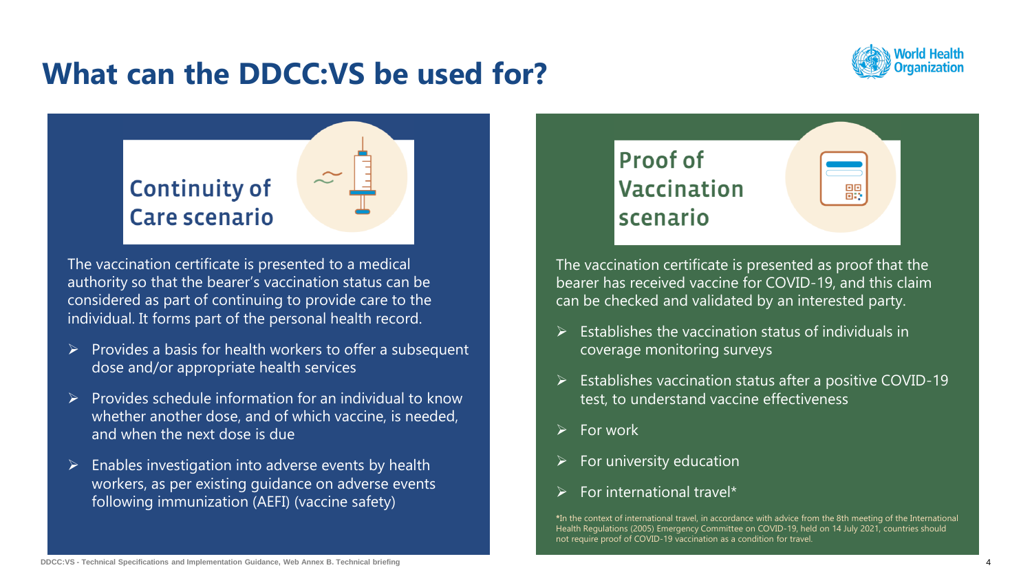# What can the DDCC:VS be used for?

## Continuity of Care scenario

The vaccination certificate is presented to a medical authority so that the bearer's vaccination status can be considered as part of continuing to provide care to the individual. It forms part of the personal health record.

- Provides a basis for health workers to offer a subsequent dose and/or appropriate health services
- Provides schedule information for an individual to know whether another dose, and of which vaccine, is needed, and when the next dose is due
- Enables investigation into adverse events by health workers, as per existing guidance on adverse events following immunization (AEFI) (vaccine safety)

## Proof of Vaccination scenario

The vaccination certificate is presented as proof that the bearer has received vaccine for COVID-19, and this claim can be checked and validated by an interested party.

- Establishes the vaccination status of individuals in coverage monitoring surveys
- Establishes vaccination status after a positive COVID-19 test, to understand vaccine effectiveness
- For work
- For university education
- For international travel*

*In the context of international travel, in accordance with advice from the 8th meeting of the International Health Regulations (2005) Emergency Committee on COVID-19, held on 14 July 2021, countries should not require proof of COVID-19 vaccination as a condition for travel.

DDCC:VS - Technical Specifications and Implementation Guidance, Web Annex B. Technical briefing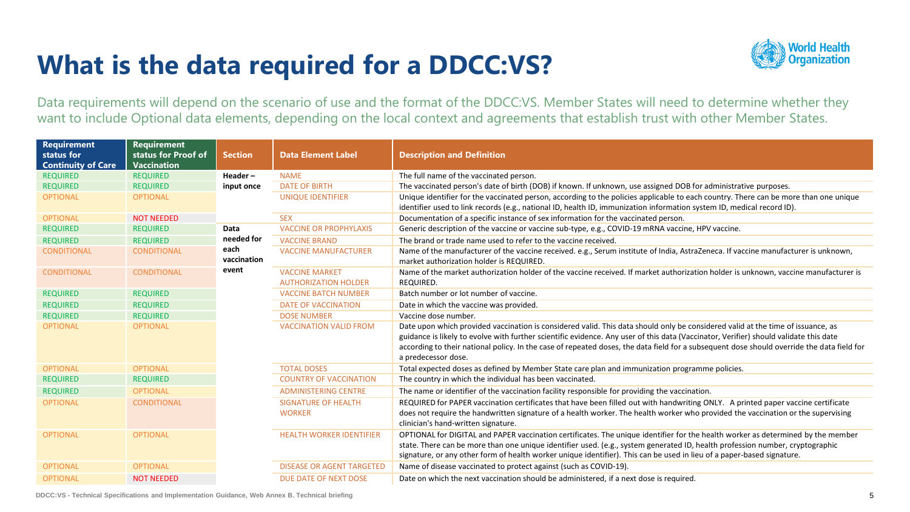# What is the data required for a DDCC:VS?

Data requirements will depend on the scenario of use and the format of the DDCC:VS. Member States will need to determine whether they want to include Optional data elements, depending on the local context and agreements that establish trust with other Member States.

| Requirement status for Continuity of Care | Requirement status for Proof of Vaccination | Section | Data Element Label | Description and Definition |
|---|---|---|---|---|
| REQUIRED | REQUIRED | Header – input once | NAME | The full name of the vaccinated person. |
| REQUIRED | REQUIRED | | DATE OF BIRTH | The vaccinated person's date of birth (DOB) if known. If unknown, use assigned DOB for administrative purposes. |
| OPTIONAL | OPTIONAL | | UNIQUE IDENTIFIER | Unique identifier for the vaccinated person, according to the policies applicable to each country. There can be more than one unique identifier used to link records (e.g., national ID, health ID, immunization information system ID, medical record ID). |
| OPTIONAL | NOT NEEDED | | SEX | Documentation of a specific instance of sex information for the vaccinated person. |
| REQUIRED | REQUIRED | Data needed for each vaccination event | VACCINE OR PROPHYLAXIS | Generic description of the vaccine or vaccine sub-type, e.g., COVID-19 mRNA vaccine, HPV vaccine. |
| REQUIRED | REQUIRED | | VACCINE BRAND | The brand or trade name used to refer to the vaccine received. |
| CONDITIONAL | CONDITIONAL | | VACCINE MANUFACTURER | Name of the manufacturer of the vaccine received. e.g., Serum institute of India, AstraZeneca. If vaccine manufacturer is unknown, market authorization holder is REQUIRED. |
| CONDITIONAL | CONDITIONAL | | VACCINE MARKET AUTHORIZATION HOLDER | Name of the market authorization holder of the vaccine received. If market authorization holder is unknown, vaccine manufacturer is REQUIRED. |
| REQUIRED | REQUIRED | | VACCINE BATCH NUMBER | Batch number or lot number of vaccine. |
| REQUIRED | REQUIRED | | DATE OF VACCINATION | Date in which the vaccine was provided. |
| REQUIRED | REQUIRED | | DOSE NUMBER | Vaccine dose number. |
| OPTIONAL | OPTIONAL | | VACCINATION VALID FROM | Date upon which provided vaccination is considered valid. This data should only be considered valid at the time of issuance, as guidance is likely to evolve with further scientific evidence. Any user of this data (Vaccinator, Verifier) should validate this date according to their national policy. In the case of repeated doses, the data field for a subsequent dose should override the data field for a predecessor dose. |
| OPTIONAL | OPTIONAL | | TOTAL DOSES | Total expected doses as defined by Member State care plan and immunization programme policies. |
| REQUIRED | REQUIRED | | COUNTRY OF VACCINATION | The country in which the individual has been vaccinated. |
| REQUIRED | OPTIONAL | | ADMINISTERING CENTRE | The name or identifier of the vaccination facility responsible for providing the vaccination. |
| OPTIONAL | CONDITIONAL | | SIGNATURE OF HEALTH WORKER | REQUIRED for PAPER vaccination certificates that have been filled out with handwriting ONLY. A printed paper vaccine certificate does not require the handwritten signature of a health worker. The health worker who provided the vaccination or the supervising clinician's hand-written signature. |
| OPTIONAL | OPTIONAL | | HEALTH WORKER IDENTIFIER | OPTIONAL for DIGITAL and PAPER vaccination certificates. The unique identifier for the health worker as determined by the member state. There can be more than one health worker unique identifier used. (e.g., system generated ID, health profession number, cryptographic signature, or any other form of health worker unique identifier). This can be used in lieu of a paper-based signature. |
| OPTIONAL | OPTIONAL | | DISEASE OR AGENT TARGETED | Name of disease vaccinated to protect against (such as COVID-19). |
| OPTIONAL | NOT NEEDED | | DUE DATE OF NEXT DOSE | Date on which the next vaccination should be administered, if a next dose is required. |

DDCC:VS - Technical Specifications and Implementation Guidance, Web Annex B. Technical briefing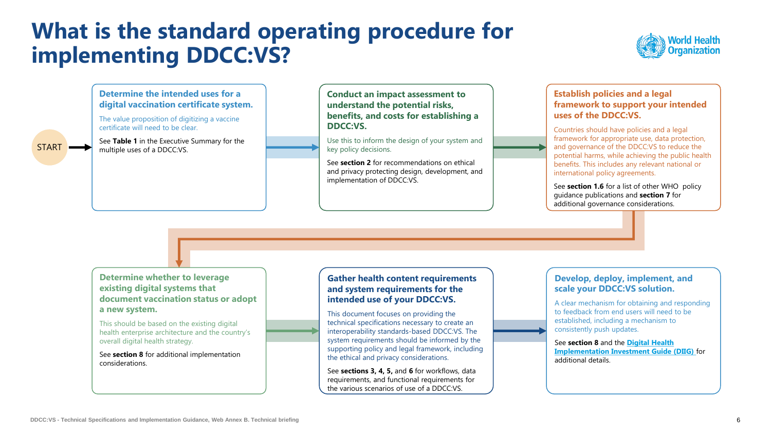# What is the standard operating procedure for implementing DDCC:VS?

START

### Determine the intended uses for a digital vaccination certificate system.

The value proposition of digitizing a vaccine certificate will need to be clear.

See **Table 1** in the Executive Summary for the multiple uses of a DDCC:VS.

### Conduct an impact assessment to understand the potential risks, benefits, and costs for establishing a DDCC:VS.

Use this to inform the design of your system and key policy decisions.

See **section 2** for recommendations on ethical and privacy protecting design, development, and implementation of DDCC:VS.

### Establish policies and a legal framework to support your intended uses of the DDCC:VS.

Countries should have policies and a legal framework for appropriate use, data protection, and governance of the DDCC:VS to reduce the potential harms, while achieving the public health benefits. This includes any relevant national or international policy agreements.

See **section 1.6** for a list of other WHO policy guidance publications and **section 7** for additional governance considerations.

### Determine whether to leverage existing digital systems that document vaccination status or adopt a new system.

This should be based on the existing digital health enterprise architecture and the country's overall digital health strategy.

See **section 8** for additional implementation considerations.

### Gather health content requirements and system requirements for the intended use of your DDCC:VS.

This document focuses on providing the technical specifications necessary to create an interoperability standards-based DDCC:VS. The system requirements should be informed by the supporting policy and legal framework, including the ethical and privacy considerations.

See **sections 3, 4, 5,** and **6** for workflows, data requirements, and functional requirements for the various scenarios of use of a DDCC:VS.

### Develop, deploy, implement, and scale your DDCC:VS solution.

A clear mechanism for obtaining and responding to feedback from end users will need to be established, including a mechanism to consistently push updates.

See **section 8** and the **Digital Health Implementation Investment Guide (DIIG)** for additional details.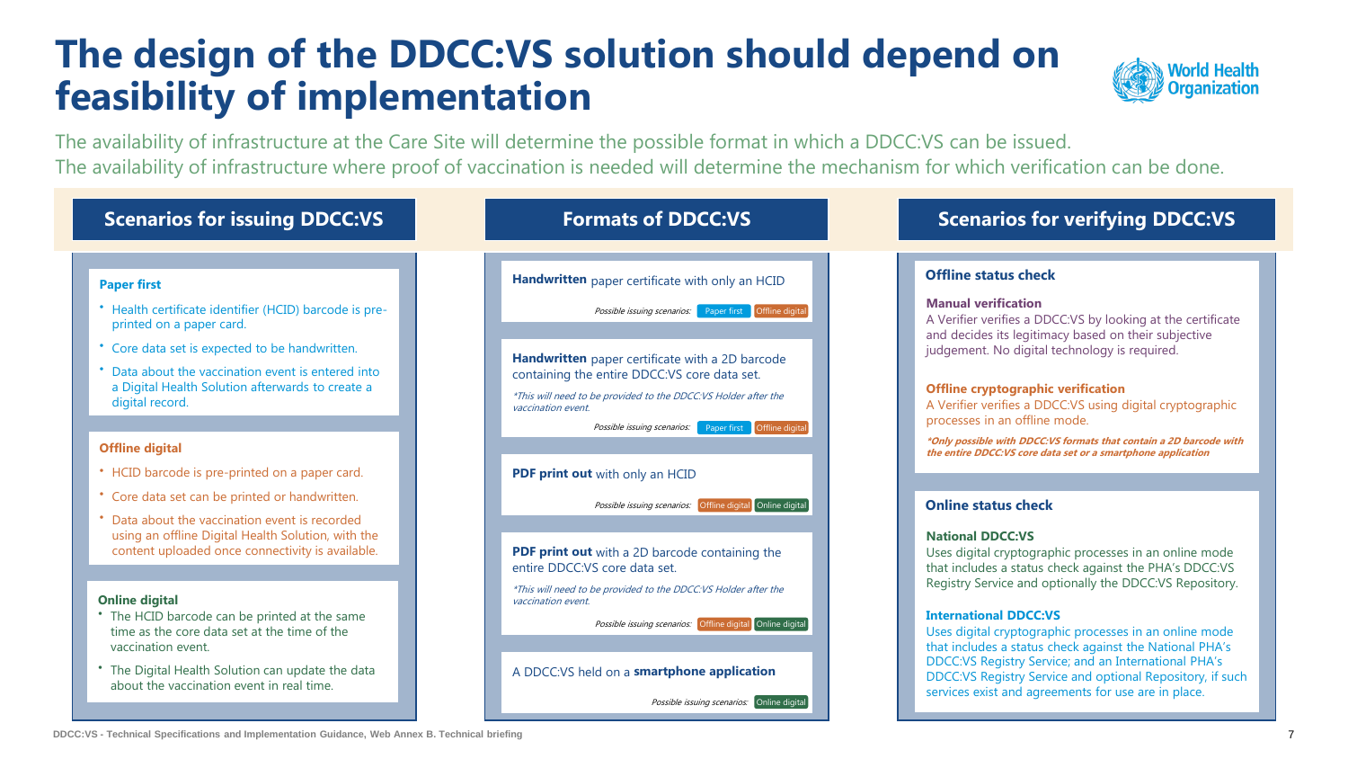# The design of the DDCC:VS solution should depend on feasibility of implementation

The availability of infrastructure at the Care Site will determine the possible format in which a DDCC:VS can be issued.
The availability of infrastructure where proof of vaccination is needed will determine the mechanism for which verification can be done.

## Scenarios for issuing DDCC:VS

### Paper first

- Health certificate identifier (HCID) barcode is pre-printed on a paper card.
- Core data set is expected to be handwritten.
- Data about the vaccination event is entered into a Digital Health Solution afterwards to create a digital record.

### Offline digital

- HCID barcode is pre-printed on a paper card.
- Core data set can be printed or handwritten.
- Data about the vaccination event is recorded using an offline Digital Health Solution, with the content uploaded once connectivity is available.

### Online digital

- The HCID barcode can be printed at the same time as the core data set at the time of the vaccination event.
- The Digital Health Solution can update the data about the vaccination event in real time.

## Formats of DDCC:VS

**Handwritten** paper certificate with only an HCID

*Possible issuing scenarios:* Paper first | Offline digital

**Handwritten** paper certificate with a 2D barcode containing the entire DDCC:VS core data set.

*\*This will need to be provided to the DDCC:VS Holder after the vaccination event.*

*Possible issuing scenarios:* Paper first | Offline digital

**PDF print out** with only an HCID

*Possible issuing scenarios:* Offline digital | Online digital

**PDF print out** with a 2D barcode containing the entire DDCC:VS core data set.

*\*This will need to be provided to the DDCC:VS Holder after the vaccination event.*

*Possible issuing scenarios:* Offline digital | Online digital

A DDCC:VS held on a **smartphone application**

*Possible issuing scenarios:* Online digital

## Scenarios for verifying DDCC:VS

### Offline status check

**Manual verification**
A Verifier verifies a DDCC:VS by looking at the certificate and decides its legitimacy based on their subjective judgement. No digital technology is required.

**Offline cryptographic verification**
A Verifier verifies a DDCC:VS using digital cryptographic processes in an offline mode.

***Only possible with DDCC:VS formats that contain a 2D barcode with the entire DDCC:VS core data set or a smartphone application***

### Online status check

**National DDCC:VS**
Uses digital cryptographic processes in an online mode that includes a status check against the PHA's DDCC:VS Registry Service and optionally the DDCC:VS Repository.

**International DDCC:VS**
Uses digital cryptographic processes in an online mode that includes a status check against the National PHA's DDCC:VS Registry Service; and an International PHA's DDCC:VS Registry Service and optional Repository, if such services exist and agreements for use are in place.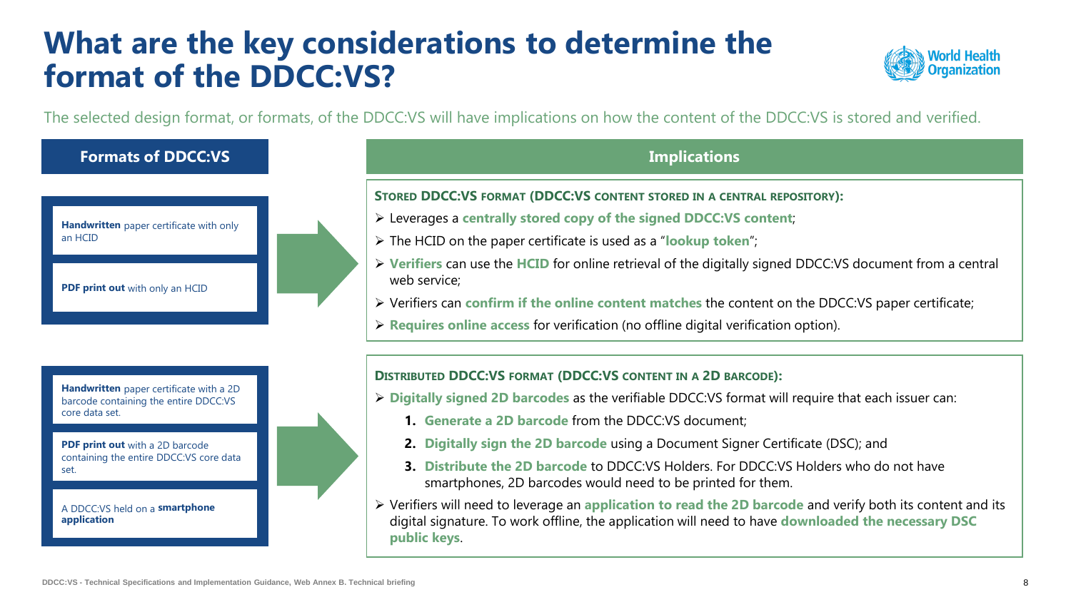# What are the key considerations to determine the format of the DDCC:VS?

The selected design format, or formats, of the DDCC:VS will have implications on how the content of the DDCC:VS is stored and verified.

| Formats of DDCC:VS | Implications |
| --- | --- |
| **Handwritten** paper certificate with only an HCID<br><br>**PDF print out** with only an HCID | **STORED DDCC:VS FORMAT (DDCC:VS CONTENT STORED IN A CENTRAL REPOSITORY):**<br>➢ Leverages a **centrally stored copy of the signed DDCC:VS content**;<br>➢ The HCID on the paper certificate is used as a "**lookup token**";<br>➢ **Verifiers** can use the **HCID** for online retrieval of the digitally signed DDCC:VS document from a central web service;<br>➢ Verifiers can **confirm if the online content matches** the content on the DDCC:VS paper certificate;<br>➢ **Requires online access** for verification (no offline digital verification option). |
| **Handwritten** paper certificate with a 2D barcode containing the entire DDCC:VS core data set.<br><br>**PDF print out** with a 2D barcode containing the entire DDCC:VS core data set.<br><br>A DDCC:VS held on a **smartphone application** | **DISTRIBUTED DDCC:VS FORMAT (DDCC:VS CONTENT IN A 2D BARCODE):**<br>➢ **Digitally signed 2D barcodes** as the verifiable DDCC:VS format will require that each issuer can:<br>1. **Generate a 2D barcode** from the DDCC:VS document;<br>2. **Digitally sign the 2D barcode** using a Document Signer Certificate (DSC); and<br>3. **Distribute the 2D barcode** to DDCC:VS Holders. For DDCC:VS Holders who do not have smartphones, 2D barcodes would need to be printed for them.<br>➢ Verifiers will need to leverage an **application to read the 2D barcode** and verify both its content and its digital signature. To work offline, the application will need to have **downloaded the necessary DSC public keys**. |

DDCC:VS - Technical Specifications and Implementation Guidance, Web Annex B. Technical briefing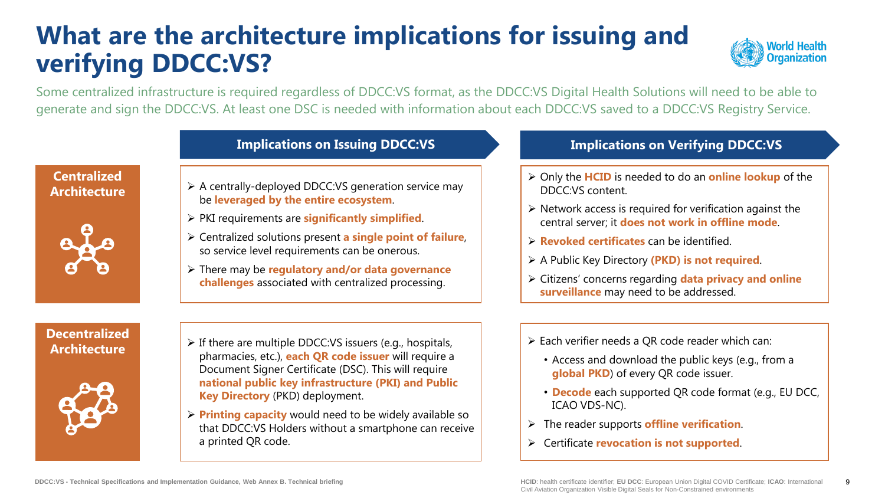# What are the architecture implications for issuing and verifying DDCC:VS?

Some centralized infrastructure is required regardless of DDCC:VS format, as the DDCC:VS Digital Health Solutions will need to be able to generate and sign the DDCC:VS. At least one DSC is needed with information about each DDCC:VS saved to a DDCC:VS Registry Service.

| | Implications on Issuing DDCC:VS | Implications on Verifying DDCC:VS |
|---|---|---|
| **Centralized Architecture** | ➢ A centrally-deployed DDCC:VS generation service may be **leveraged by the entire ecosystem**.<br>➢ PKI requirements are **significantly simplified**.<br>➢ Centralized solutions present **a single point of failure**, so service level requirements can be onerous.<br>➢ There may be **regulatory and/or data governance challenges** associated with centralized processing. | ➢ Only the **HCID** is needed to do an **online lookup** of the DDCC:VS content.<br>➢ Network access is required for verification against the central server; it **does not work in offline mode**.<br>➢ **Revoked certificates** can be identified.<br>➢ A Public Key Directory **(PKD) is not required**.<br>➢ Citizens' concerns regarding **data privacy and online surveillance** may need to be addressed. |
| **Decentralized Architecture** | ➢ If there are multiple DDCC:VS issuers (e.g., hospitals, pharmacies, etc.), **each QR code issuer** will require a Document Signer Certificate (DSC). This will require **national public key infrastructure (PKI) and Public Key Directory** (PKD) deployment.<br>➢ **Printing capacity** would need to be widely available so that DDCC:VS Holders without a smartphone can receive a printed QR code. | ➢ Each verifier needs a QR code reader which can:<br>• Access and download the public keys (e.g., from a **global PKD**) of every QR code issuer.<br>• **Decode** each supported QR code format (e.g., EU DCC, ICAO VDS-NC).<br>➢ The reader supports **offline verification**.<br>➢ Certificate **revocation is not supported**. |

DDCC:VS - Technical Specifications and Implementation Guidance, Web Annex B. Technical briefing

**HCID**: health certificate identifier; **EU DCC**: European Union Digital COVID Certificate; **ICAO**: International Civil Aviation Organization Visible Digital Seals for Non-Constrained environments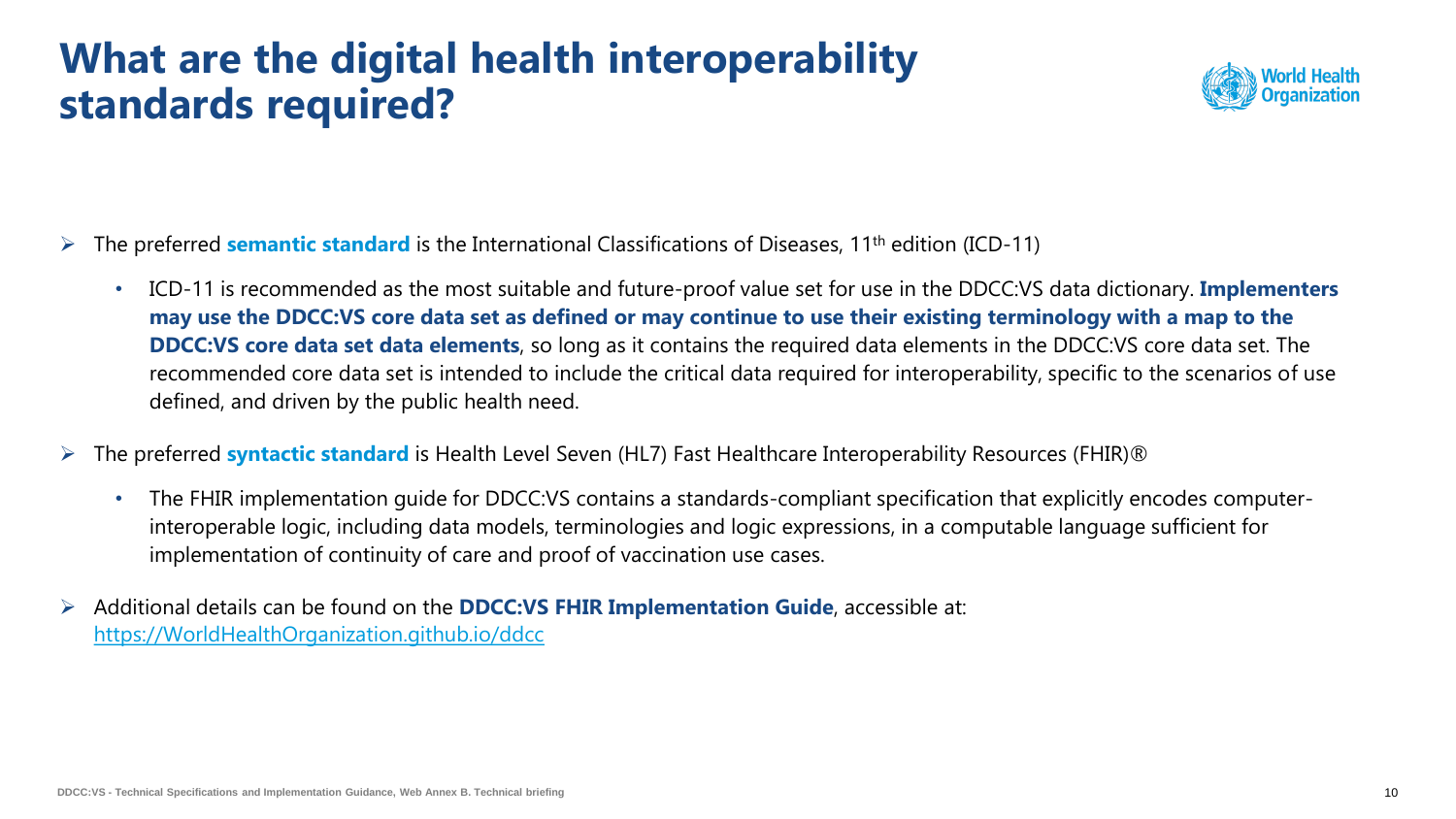# What are the digital health interoperability standards required?

- The preferred **semantic standard** is the International Classifications of Diseases, 11th edition (ICD-11)
  - ICD-11 is recommended as the most suitable and future-proof value set for use in the DDCC:VS data dictionary. **Implementers may use the DDCC:VS core data set as defined or may continue to use their existing terminology with a map to the DDCC:VS core data set data elements**, so long as it contains the required data elements in the DDCC:VS core data set. The recommended core data set is intended to include the critical data required for interoperability, specific to the scenarios of use defined, and driven by the public health need.
- The preferred **syntactic standard** is Health Level Seven (HL7) Fast Healthcare Interoperability Resources (FHIR)®
  - The FHIR implementation guide for DDCC:VS contains a standards-compliant specification that explicitly encodes computer-interoperable logic, including data models, terminologies and logic expressions, in a computable language sufficient for implementation of continuity of care and proof of vaccination use cases.
- Additional details can be found on the **DDCC:VS FHIR Implementation Guide**, accessible at: https://WorldHealthOrganization.github.io/ddcc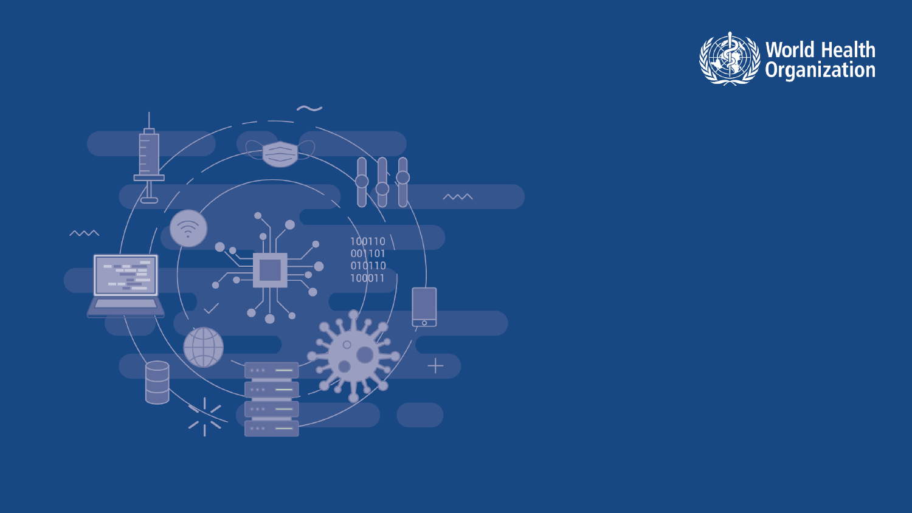World Health Organization